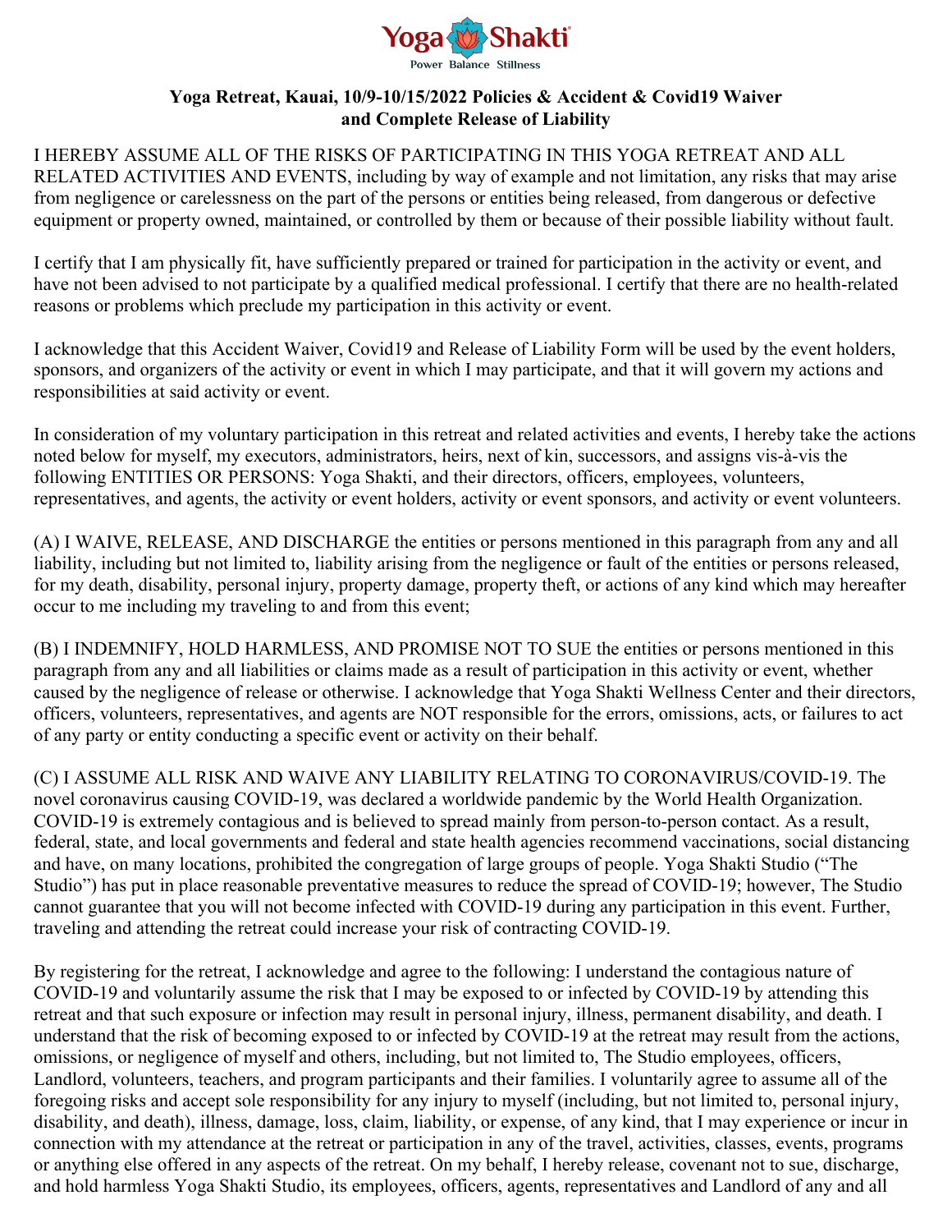Yoga Shakti
Power Balance Stillness

**Yoga Retreat, Kauai, 10/9-10/15/2022 Policies & Accident & Covid19 Waiver and Complete Release of Liability**

I HEREBY ASSUME ALL OF THE RISKS OF PARTICIPATING IN THIS YOGA RETREAT AND ALL RELATED ACTIVITIES AND EVENTS, including by way of example and not limitation, any risks that may arise from negligence or carelessness on the part of the persons or entities being released, from dangerous or defective equipment or property owned, maintained, or controlled by them or because of their possible liability without fault.

I certify that I am physically fit, have sufficiently prepared or trained for participation in the activity or event, and have not been advised to not participate by a qualified medical professional. I certify that there are no health-related reasons or problems which preclude my participation in this activity or event.

I acknowledge that this Accident Waiver, Covid19 and Release of Liability Form will be used by the event holders, sponsors, and organizers of the activity or event in which I may participate, and that it will govern my actions and responsibilities at said activity or event.

In consideration of my voluntary participation in this retreat and related activities and events, I hereby take the actions noted below for myself, my executors, administrators, heirs, next of kin, successors, and assigns vis-à-vis the following ENTITIES OR PERSONS: Yoga Shakti, and their directors, officers, employees, volunteers, representatives, and agents, the activity or event holders, activity or event sponsors, and activity or event volunteers.

(A) I WAIVE, RELEASE, AND DISCHARGE the entities or persons mentioned in this paragraph from any and all liability, including but not limited to, liability arising from the negligence or fault of the entities or persons released, for my death, disability, personal injury, property damage, property theft, or actions of any kind which may hereafter occur to me including my traveling to and from this event;

(B) I INDEMNIFY, HOLD HARMLESS, AND PROMISE NOT TO SUE the entities or persons mentioned in this paragraph from any and all liabilities or claims made as a result of participation in this activity or event, whether caused by the negligence of release or otherwise. I acknowledge that Yoga Shakti Wellness Center and their directors, officers, volunteers, representatives, and agents are NOT responsible for the errors, omissions, acts, or failures to act of any party or entity conducting a specific event or activity on their behalf.

(C) I ASSUME ALL RISK AND WAIVE ANY LIABILITY RELATING TO CORONAVIRUS/COVID-19. The novel coronavirus causing COVID-19, was declared a worldwide pandemic by the World Health Organization. COVID-19 is extremely contagious and is believed to spread mainly from person-to-person contact. As a result, federal, state, and local governments and federal and state health agencies recommend vaccinations, social distancing and have, on many locations, prohibited the congregation of large groups of people. Yoga Shakti Studio ("The Studio") has put in place reasonable preventative measures to reduce the spread of COVID-19; however, The Studio cannot guarantee that you will not become infected with COVID-19 during any participation in this event. Further, traveling and attending the retreat could increase your risk of contracting COVID-19.

By registering for the retreat, I acknowledge and agree to the following: I understand the contagious nature of COVID-19 and voluntarily assume the risk that I may be exposed to or infected by COVID-19 by attending this retreat and that such exposure or infection may result in personal injury, illness, permanent disability, and death. I understand that the risk of becoming exposed to or infected by COVID-19 at the retreat may result from the actions, omissions, or negligence of myself and others, including, but not limited to, The Studio employees, officers, Landlord, volunteers, teachers, and program participants and their families. I voluntarily agree to assume all of the foregoing risks and accept sole responsibility for any injury to myself (including, but not limited to, personal injury, disability, and death), illness, damage, loss, claim, liability, or expense, of any kind, that I may experience or incur in connection with my attendance at the retreat or participation in any of the travel, activities, classes, events, programs or anything else offered in any aspects of the retreat. On my behalf, I hereby release, covenant not to sue, discharge, and hold harmless Yoga Shakti Studio, its employees, officers, agents, representatives and Landlord of any and all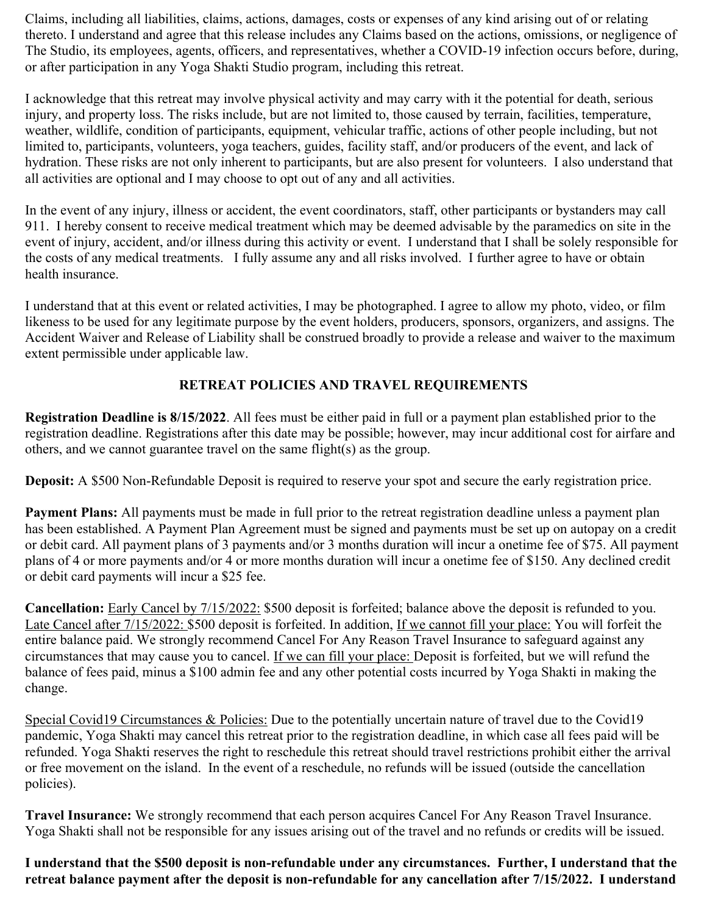Claims, including all liabilities, claims, actions, damages, costs or expenses of any kind arising out of or relating thereto. I understand and agree that this release includes any Claims based on the actions, omissions, or negligence of The Studio, its employees, agents, officers, and representatives, whether a COVID-19 infection occurs before, during, or after participation in any Yoga Shakti Studio program, including this retreat.

I acknowledge that this retreat may involve physical activity and may carry with it the potential for death, serious injury, and property loss. The risks include, but are not limited to, those caused by terrain, facilities, temperature, weather, wildlife, condition of participants, equipment, vehicular traffic, actions of other people including, but not limited to, participants, volunteers, yoga teachers, guides, facility staff, and/or producers of the event, and lack of hydration. These risks are not only inherent to participants, but are also present for volunteers. I also understand that all activities are optional and I may choose to opt out of any and all activities.

In the event of any injury, illness or accident, the event coordinators, staff, other participants or bystanders may call 911. I hereby consent to receive medical treatment which may be deemed advisable by the paramedics on site in the event of injury, accident, and/or illness during this activity or event. I understand that I shall be solely responsible for the costs of any medical treatments. I fully assume any and all risks involved. I further agree to have or obtain health insurance.

I understand that at this event or related activities, I may be photographed. I agree to allow my photo, video, or film likeness to be used for any legitimate purpose by the event holders, producers, sponsors, organizers, and assigns. The Accident Waiver and Release of Liability shall be construed broadly to provide a release and waiver to the maximum extent permissible under applicable law.

## RETREAT POLICIES AND TRAVEL REQUIREMENTS

**Registration Deadline is 8/15/2022**. All fees must be either paid in full or a payment plan established prior to the registration deadline. Registrations after this date may be possible; however, may incur additional cost for airfare and others, and we cannot guarantee travel on the same flight(s) as the group.

**Deposit:** A $500 Non-Refundable Deposit is required to reserve your spot and secure the early registration price.

**Payment Plans:** All payments must be made in full prior to the retreat registration deadline unless a payment plan has been established. A Payment Plan Agreement must be signed and payments must be set up on autopay on a credit or debit card. All payment plans of 3 payments and/or 3 months duration will incur a onetime fee of $75. All payment plans of 4 or more payments and/or 4 or more months duration will incur a onetime fee of $150. Any declined credit or debit card payments will incur a $25 fee.

**Cancellation:** Early Cancel by 7/15/2022: $500 deposit is forfeited; balance above the deposit is refunded to you. Late Cancel after 7/15/2022: $500 deposit is forfeited. In addition, If we cannot fill your place: You will forfeit the entire balance paid. We strongly recommend Cancel For Any Reason Travel Insurance to safeguard against any circumstances that may cause you to cancel. If we can fill your place: Deposit is forfeited, but we will refund the balance of fees paid, minus a $100 admin fee and any other potential costs incurred by Yoga Shakti in making the change.

Special Covid19 Circumstances & Policies: Due to the potentially uncertain nature of travel due to the Covid19 pandemic, Yoga Shakti may cancel this retreat prior to the registration deadline, in which case all fees paid will be refunded. Yoga Shakti reserves the right to reschedule this retreat should travel restrictions prohibit either the arrival or free movement on the island. In the event of a reschedule, no refunds will be issued (outside the cancellation policies).

**Travel Insurance:** We strongly recommend that each person acquires Cancel For Any Reason Travel Insurance. Yoga Shakti shall not be responsible for any issues arising out of the travel and no refunds or credits will be issued.

**I understand that the $500 deposit is non-refundable under any circumstances. Further, I understand that the retreat balance payment after the deposit is non-refundable for any cancellation after 7/15/2022. I understand**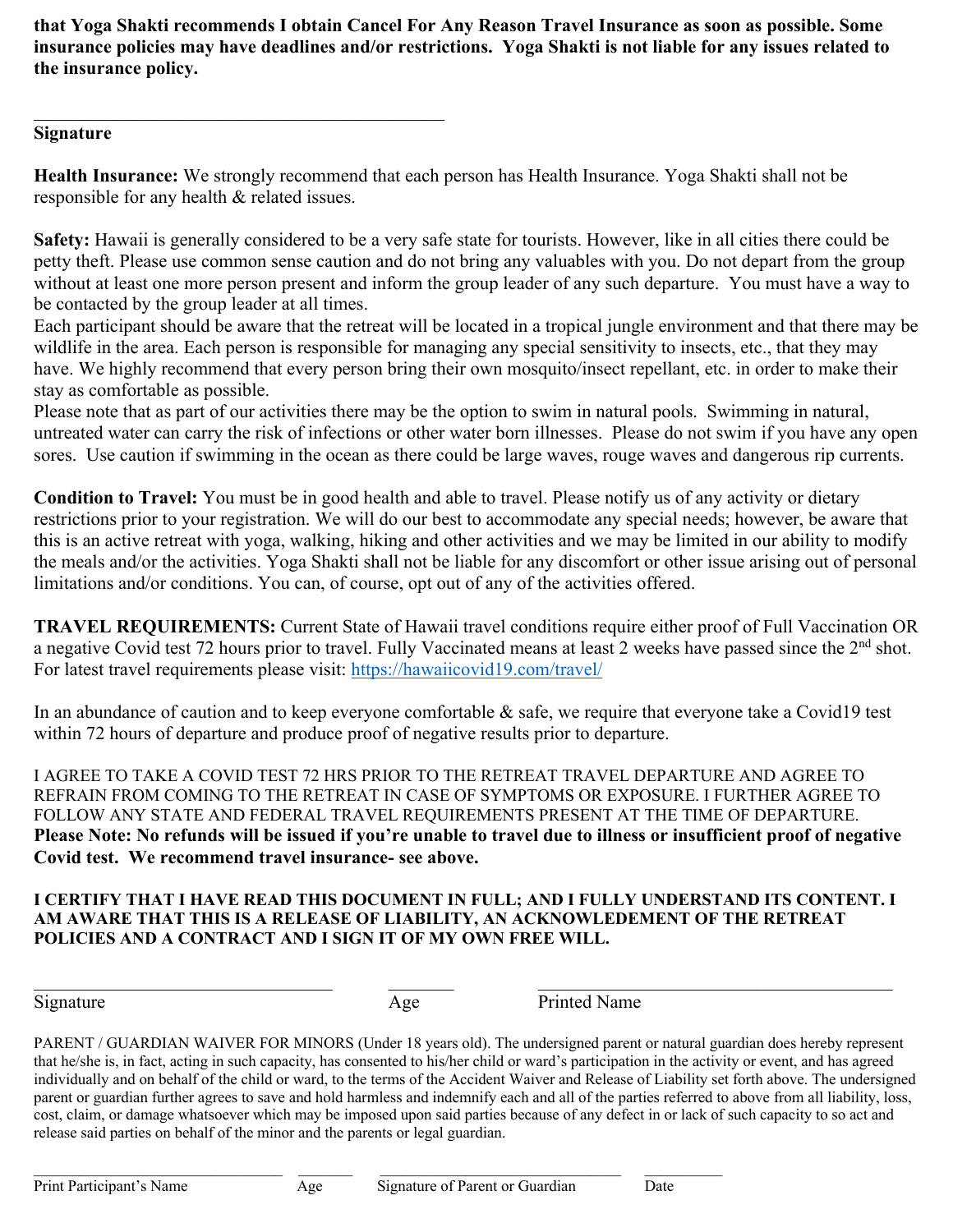**that Yoga Shakti recommends I obtain Cancel For Any Reason Travel Insurance as soon as possible. Some insurance policies may have deadlines and/or restrictions. Yoga Shakti is not liable for any issues related to the insurance policy.**

\_\_\_\_\_\_\_\_\_\_\_\_\_\_\_\_\_\_\_\_\_\_\_\_\_\_\_\_\_\_\_\_\_\_\_\_\_\_\_\_\_\_\_\_

**Signature**

**Health Insurance:** We strongly recommend that each person has Health Insurance. Yoga Shakti shall not be responsible for any health & related issues.

**Safety:** Hawaii is generally considered to be a very safe state for tourists. However, like in all cities there could be petty theft. Please use common sense caution and do not bring any valuables with you. Do not depart from the group without at least one more person present and inform the group leader of any such departure. You must have a way to be contacted by the group leader at all times.
Each participant should be aware that the retreat will be located in a tropical jungle environment and that there may be wildlife in the area. Each person is responsible for managing any special sensitivity to insects, etc., that they may have. We highly recommend that every person bring their own mosquito/insect repellant, etc. in order to make their stay as comfortable as possible.
Please note that as part of our activities there may be the option to swim in natural pools. Swimming in natural, untreated water can carry the risk of infections or other water born illnesses. Please do not swim if you have any open sores. Use caution if swimming in the ocean as there could be large waves, rouge waves and dangerous rip currents.

**Condition to Travel:** You must be in good health and able to travel. Please notify us of any activity or dietary restrictions prior to your registration. We will do our best to accommodate any special needs; however, be aware that this is an active retreat with yoga, walking, hiking and other activities and we may be limited in our ability to modify the meals and/or the activities. Yoga Shakti shall not be liable for any discomfort or other issue arising out of personal limitations and/or conditions. You can, of course, opt out of any of the activities offered.

**TRAVEL REQUIREMENTS:** Current State of Hawaii travel conditions require either proof of Full Vaccination OR a negative Covid test 72 hours prior to travel. Fully Vaccinated means at least 2 weeks have passed since the 2nd shot. For latest travel requirements please visit: https://hawaiicovid19.com/travel/

In an abundance of caution and to keep everyone comfortable & safe, we require that everyone take a Covid19 test within 72 hours of departure and produce proof of negative results prior to departure.

I AGREE TO TAKE A COVID TEST 72 HRS PRIOR TO THE RETREAT TRAVEL DEPARTURE AND AGREE TO REFRAIN FROM COMING TO THE RETREAT IN CASE OF SYMPTOMS OR EXPOSURE. I FURTHER AGREE TO FOLLOW ANY STATE AND FEDERAL TRAVEL REQUIREMENTS PRESENT AT THE TIME OF DEPARTURE.
**Please Note: No refunds will be issued if you're unable to travel due to illness or insufficient proof of negative Covid test. We recommend travel insurance- see above.**

**I CERTIFY THAT I HAVE READ THIS DOCUMENT IN FULL; AND I FULLY UNDERSTAND ITS CONTENT. I AM AWARE THAT THIS IS A RELEASE OF LIABILITY, AN ACKNOWLEDEMENT OF THE RETREAT POLICIES AND A CONTRACT AND I SIGN IT OF MY OWN FREE WILL.**

\_\_\_\_\_\_\_\_\_\_\_\_\_\_\_\_\_\_\_\_\_\_\_\_\_\_\_\_\_\_\_\_\_ \_\_\_\_\_\_\_ \_\_\_\_\_\_\_\_\_\_\_\_\_\_\_\_\_\_\_\_\_\_\_\_\_\_\_\_\_\_\_\_\_\_\_\_\_\_

Signature Age Printed Name

PARENT / GUARDIAN WAIVER FOR MINORS (Under 18 years old). The undersigned parent or natural guardian does hereby represent that he/she is, in fact, acting in such capacity, has consented to his/her child or ward's participation in the activity or event, and has agreed individually and on behalf of the child or ward, to the terms of the Accident Waiver and Release of Liability set forth above. The undersigned parent or guardian further agrees to save and hold harmless and indemnify each and all of the parties referred to above from all liability, loss, cost, claim, or damage whatsoever which may be imposed upon said parties because of any defect in or lack of such capacity to so act and release said parties on behalf of the minor and the parents or legal guardian.

\_\_\_\_\_\_\_\_\_\_\_\_\_\_\_\_\_\_\_\_\_\_\_\_\_\_\_\_ \_\_\_\_\_\_\_ \_\_\_\_\_\_\_\_\_\_\_\_\_\_\_\_\_\_\_\_\_\_\_\_\_\_\_\_ \_\_\_\_\_\_\_\_\_

Print Participant's Name Age Signature of Parent or Guardian Date